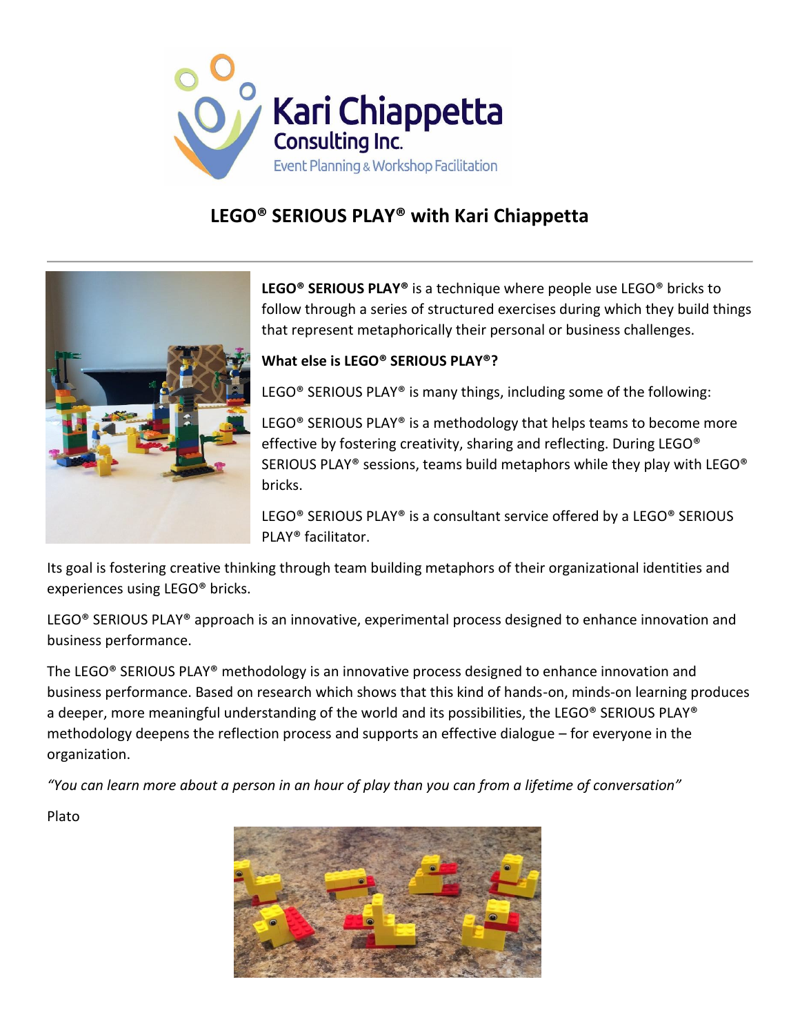Kari Chiappetta Consulting Inc.
Event Planning & Workshop Facilitation

# LEGO® SERIOUS PLAY® with Kari Chiappetta

**LEGO® SERIOUS PLAY®** is a technique where people use LEGO® bricks to follow through a series of structured exercises during which they build things that represent metaphorically their personal or business challenges.

**What else is LEGO® SERIOUS PLAY®?**

LEGO® SERIOUS PLAY® is many things, including some of the following:

LEGO® SERIOUS PLAY® is a methodology that helps teams to become more effective by fostering creativity, sharing and reflecting. During LEGO® SERIOUS PLAY® sessions, teams build metaphors while they play with LEGO® bricks.

LEGO® SERIOUS PLAY® is a consultant service offered by a LEGO® SERIOUS PLAY® facilitator.

Its goal is fostering creative thinking through team building metaphors of their organizational identities and experiences using LEGO® bricks.

LEGO® SERIOUS PLAY® approach is an innovative, experimental process designed to enhance innovation and business performance.

The LEGO® SERIOUS PLAY® methodology is an innovative process designed to enhance innovation and business performance. Based on research which shows that this kind of hands-on, minds-on learning produces a deeper, more meaningful understanding of the world and its possibilities, the LEGO® SERIOUS PLAY® methodology deepens the reflection process and supports an effective dialogue – for everyone in the organization.

*"You can learn more about a person in an hour of play than you can from a lifetime of conversation"*

Plato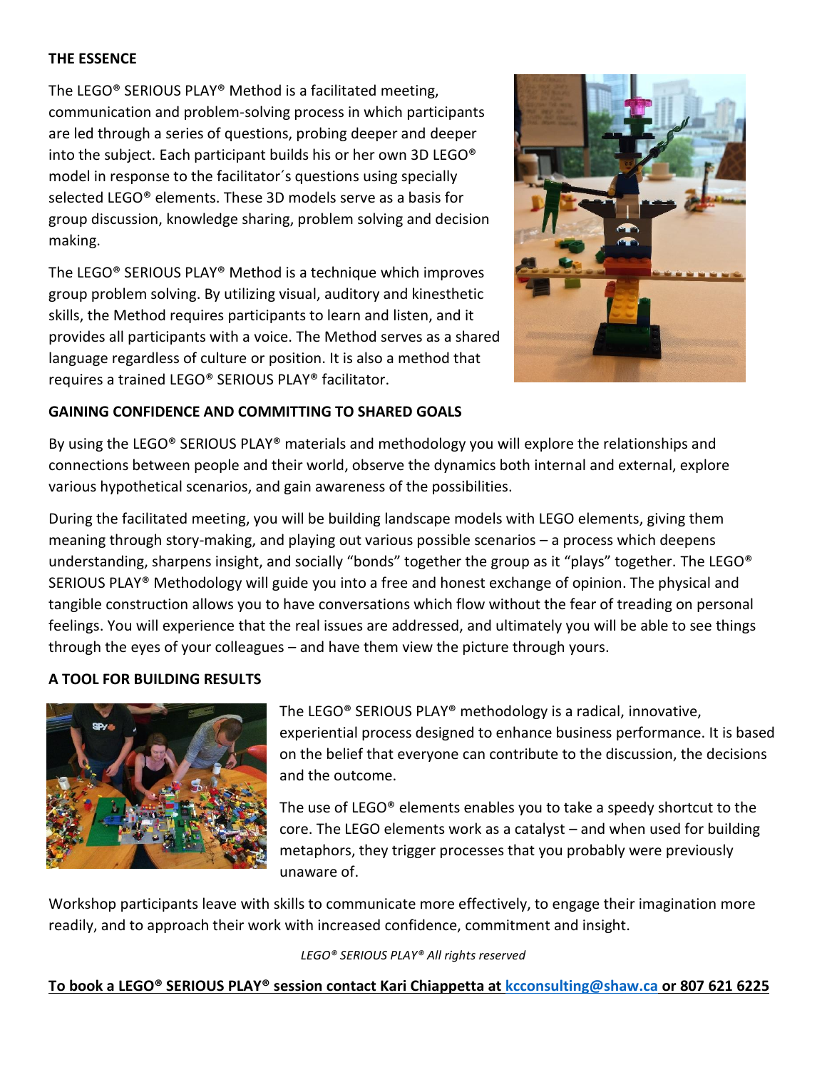**THE ESSENCE**

The LEGO® SERIOUS PLAY® Method is a facilitated meeting, communication and problem-solving process in which participants are led through a series of questions, probing deeper and deeper into the subject. Each participant builds his or her own 3D LEGO® model in response to the facilitator´s questions using specially selected LEGO® elements. These 3D models serve as a basis for group discussion, knowledge sharing, problem solving and decision making.

The LEGO® SERIOUS PLAY® Method is a technique which improves group problem solving. By utilizing visual, auditory and kinesthetic skills, the Method requires participants to learn and listen, and it provides all participants with a voice. The Method serves as a shared language regardless of culture or position. It is also a method that requires a trained LEGO® SERIOUS PLAY® facilitator.

**GAINING CONFIDENCE AND COMMITTING TO SHARED GOALS**

By using the LEGO® SERIOUS PLAY® materials and methodology you will explore the relationships and connections between people and their world, observe the dynamics both internal and external, explore various hypothetical scenarios, and gain awareness of the possibilities.

During the facilitated meeting, you will be building landscape models with LEGO elements, giving them meaning through story-making, and playing out various possible scenarios – a process which deepens understanding, sharpens insight, and socially "bonds" together the group as it "plays" together. The LEGO® SERIOUS PLAY® Methodology will guide you into a free and honest exchange of opinion. The physical and tangible construction allows you to have conversations which flow without the fear of treading on personal feelings. You will experience that the real issues are addressed, and ultimately you will be able to see things through the eyes of your colleagues – and have them view the picture through yours.

**A TOOL FOR BUILDING RESULTS**

The LEGO® SERIOUS PLAY® methodology is a radical, innovative, experiential process designed to enhance business performance. It is based on the belief that everyone can contribute to the discussion, the decisions and the outcome.

The use of LEGO® elements enables you to take a speedy shortcut to the core. The LEGO elements work as a catalyst – and when used for building metaphors, they trigger processes that you probably were previously unaware of.

Workshop participants leave with skills to communicate more effectively, to engage their imagination more readily, and to approach their work with increased confidence, commitment and insight.

*LEGO® SERIOUS PLAY® All rights reserved*

**To book a LEGO® SERIOUS PLAY® session contact Kari Chiappetta at kcconsulting@shaw.ca or 807 621 6225**